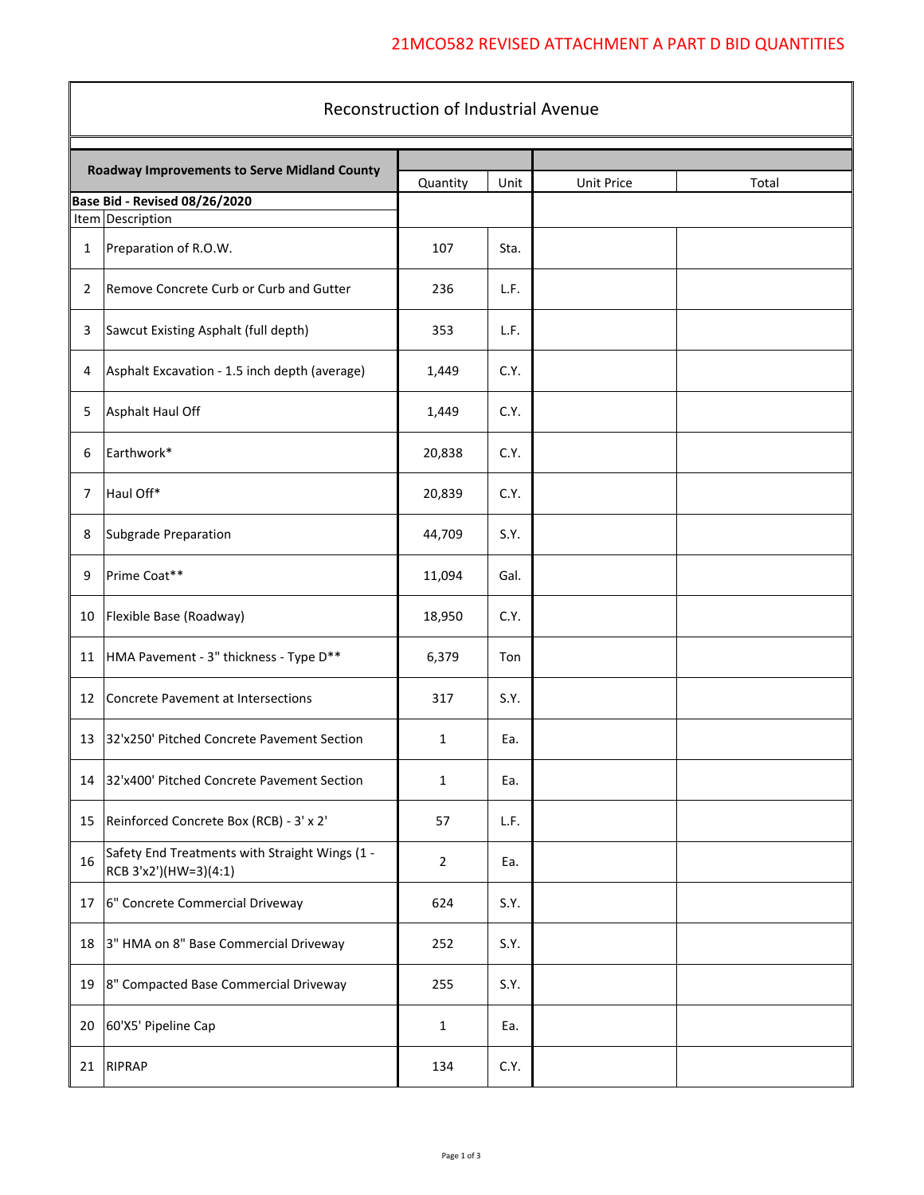21MCO582 REVISED ATTACHMENT A PART D BID QUANTITIES

# Reconstruction of Industrial Avenue

| Roadway Improvements to Serve Midland County | | Quantity | Unit | Unit Price | Total |
|---|---|---|---|---|---|
| **Base Bid - Revised 08/26/2020** | | | | | |
| Item | Description | | | | |
| 1 | Preparation of R.O.W. | 107 | Sta. | | |
| 2 | Remove Concrete Curb or Curb and Gutter | 236 | L.F. | | |
| 3 | Sawcut Existing Asphalt (full depth) | 353 | L.F. | | |
| 4 | Asphalt Excavation - 1.5 inch depth (average) | 1,449 | C.Y. | | |
| 5 | Asphalt Haul Off | 1,449 | C.Y. | | |
| 6 | Earthwork* | 20,838 | C.Y. | | |
| 7 | Haul Off* | 20,839 | C.Y. | | |
| 8 | Subgrade Preparation | 44,709 | S.Y. | | |
| 9 | Prime Coat** | 11,094 | Gal. | | |
| 10 | Flexible Base (Roadway) | 18,950 | C.Y. | | |
| 11 | HMA Pavement - 3" thickness - Type D** | 6,379 | Ton | | |
| 12 | Concrete Pavement at Intersections | 317 | S.Y. | | |
| 13 | 32'x250' Pitched Concrete Pavement Section | 1 | Ea. | | |
| 14 | 32'x400' Pitched Concrete Pavement Section | 1 | Ea. | | |
| 15 | Reinforced Concrete Box (RCB) - 3' x 2' | 57 | L.F. | | |
| 16 | Safety End Treatments with Straight Wings (1 - RCB 3'x2')(HW=3)(4:1) | 2 | Ea. | | |
| 17 | 6" Concrete Commercial Driveway | 624 | S.Y. | | |
| 18 | 3" HMA on 8" Base Commercial Driveway | 252 | S.Y. | | |
| 19 | 8" Compacted Base Commercial Driveway | 255 | S.Y. | | |
| 20 | 60'X5' Pipeline Cap | 1 | Ea. | | |
| 21 | RIPRAP | 134 | C.Y. | | |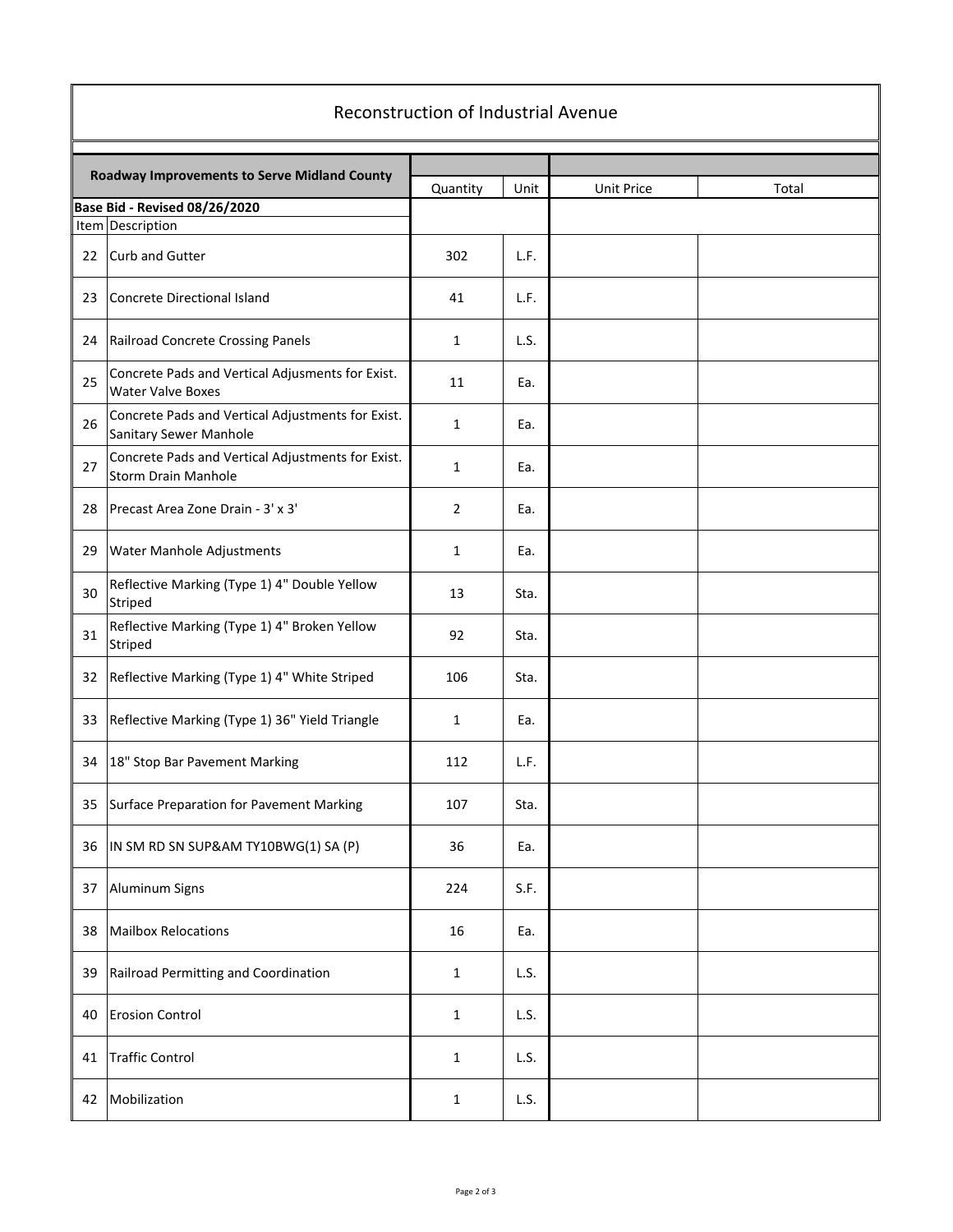# Reconstruction of Industrial Avenue

| Roadway Improvements to Serve Midland County | | Quantity | Unit | Unit Price | Total |
|---|---|---|---|---|---|
| **Base Bid - Revised 08/26/2020** | | | | | |
| Item | Description | | | | |
| 22 | Curb and Gutter | 302 | L.F. | | |
| 23 | Concrete Directional Island | 41 | L.F. | | |
| 24 | Railroad Concrete Crossing Panels | 1 | L.S. | | |
| 25 | Concrete Pads and Vertical Adjusments for Exist. Water Valve Boxes | 11 | Ea. | | |
| 26 | Concrete Pads and Vertical Adjustments for Exist. Sanitary Sewer Manhole | 1 | Ea. | | |
| 27 | Concrete Pads and Vertical Adjustments for Exist. Storm Drain Manhole | 1 | Ea. | | |
| 28 | Precast Area Zone Drain - 3' x 3' | 2 | Ea. | | |
| 29 | Water Manhole Adjustments | 1 | Ea. | | |
| 30 | Reflective Marking (Type 1) 4" Double Yellow Striped | 13 | Sta. | | |
| 31 | Reflective Marking (Type 1) 4" Broken Yellow Striped | 92 | Sta. | | |
| 32 | Reflective Marking (Type 1) 4" White Striped | 106 | Sta. | | |
| 33 | Reflective Marking (Type 1) 36" Yield Triangle | 1 | Ea. | | |
| 34 | 18" Stop Bar Pavement Marking | 112 | L.F. | | |
| 35 | Surface Preparation for Pavement Marking | 107 | Sta. | | |
| 36 | IN SM RD SN SUP&AM TY10BWG(1) SA (P) | 36 | Ea. | | |
| 37 | Aluminum Signs | 224 | S.F. | | |
| 38 | Mailbox Relocations | 16 | Ea. | | |
| 39 | Railroad Permitting and Coordination | 1 | L.S. | | |
| 40 | Erosion Control | 1 | L.S. | | |
| 41 | Traffic Control | 1 | L.S. | | |
| 42 | Mobilization | 1 | L.S. | | |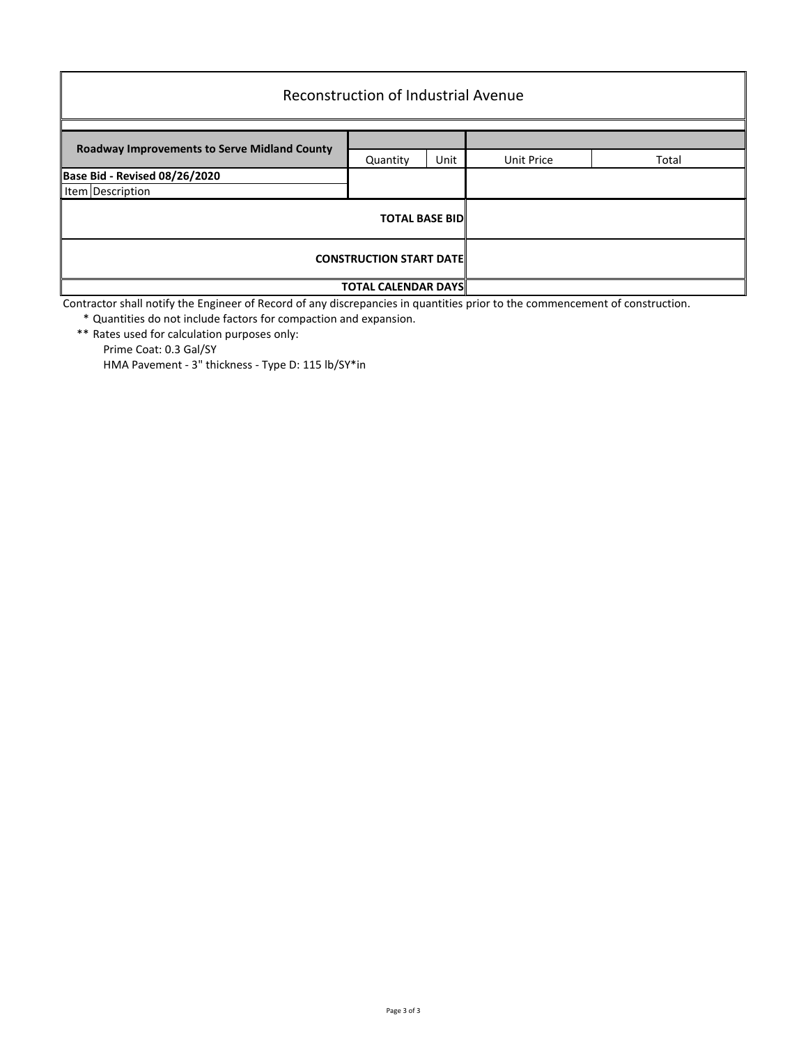# Reconstruction of Industrial Avenue

| Roadway Improvements to Serve Midland County | Quantity | Unit | Unit Price | Total |
|---|---|---|---|---|
| **Base Bid - Revised 08/26/2020** | | | | |
| Item Description | | | | |
| **TOTAL BASE BID** | | | | |
| **CONSTRUCTION START DATE** | | | | |
| **TOTAL CALENDAR DAYS** | | | | |

Contractor shall notify the Engineer of Record of any discrepancies in quantities prior to the commencement of construction.

\* Quantities do not include factors for compaction and expansion.

\*\* Rates used for calculation purposes only:

Prime Coat: 0.3 Gal/SY

HMA Pavement - 3" thickness - Type D: 115 lb/SY*in